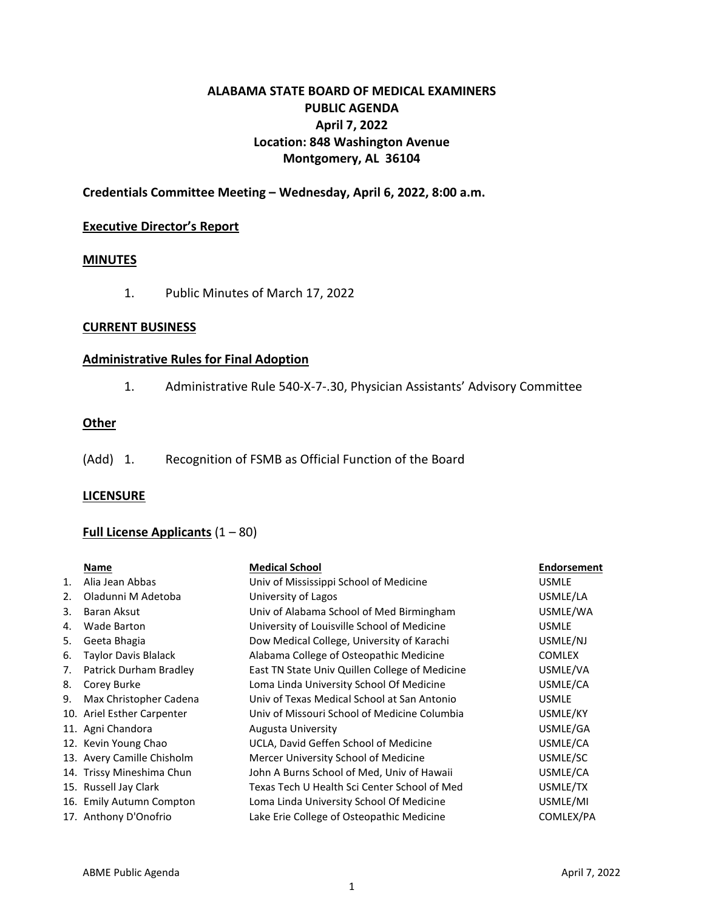# ALABAMA STATE BOARD OF MEDICAL EXAMINERS
# PUBLIC AGENDA
# April 7, 2022
# Location: 848 Washington Avenue
# Montgomery, AL 36104

**Credentials Committee Meeting – Wednesday, April 6, 2022, 8:00 a.m.**

## Executive Director's Report

## MINUTES

1. Public Minutes of March 17, 2022

## CURRENT BUSINESS

## Administrative Rules for Final Adoption

1. Administrative Rule 540-X-7-.30, Physician Assistants' Advisory Committee

## Other

(Add) 1. Recognition of FSMB as Official Function of the Board

## LICENSURE

## Full License Applicants (1 – 80)

| | Name | Medical School | Endorsement |
|---|---|---|---|
| 1. | Alia Jean Abbas | Univ of Mississippi School of Medicine | USMLE |
| 2. | Oladunni M Adetoba | University of Lagos | USMLE/LA |
| 3. | Baran Aksut | Univ of Alabama School of Med Birmingham | USMLE/WA |
| 4. | Wade Barton | University of Louisville School of Medicine | USMLE |
| 5. | Geeta Bhagia | Dow Medical College, University of Karachi | USMLE/NJ |
| 6. | Taylor Davis Blalack | Alabama College of Osteopathic Medicine | COMLEX |
| 7. | Patrick Durham Bradley | East TN State Univ Quillen College of Medicine | USMLE/VA |
| 8. | Corey Burke | Loma Linda University School Of Medicine | USMLE/CA |
| 9. | Max Christopher Cadena | Univ of Texas Medical School at San Antonio | USMLE |
| 10. | Ariel Esther Carpenter | Univ of Missouri School of Medicine Columbia | USMLE/KY |
| 11. | Agni Chandora | Augusta University | USMLE/GA |
| 12. | Kevin Young Chao | UCLA, David Geffen School of Medicine | USMLE/CA |
| 13. | Avery Camille Chisholm | Mercer University School of Medicine | USMLE/SC |
| 14. | Trissy Mineshima Chun | John A Burns School of Med, Univ of Hawaii | USMLE/CA |
| 15. | Russell Jay Clark | Texas Tech U Health Sci Center School of Med | USMLE/TX |
| 16. | Emily Autumn Compton | Loma Linda University School Of Medicine | USMLE/MI |
| 17. | Anthony D'Onofrio | Lake Erie College of Osteopathic Medicine | COMLEX/PA |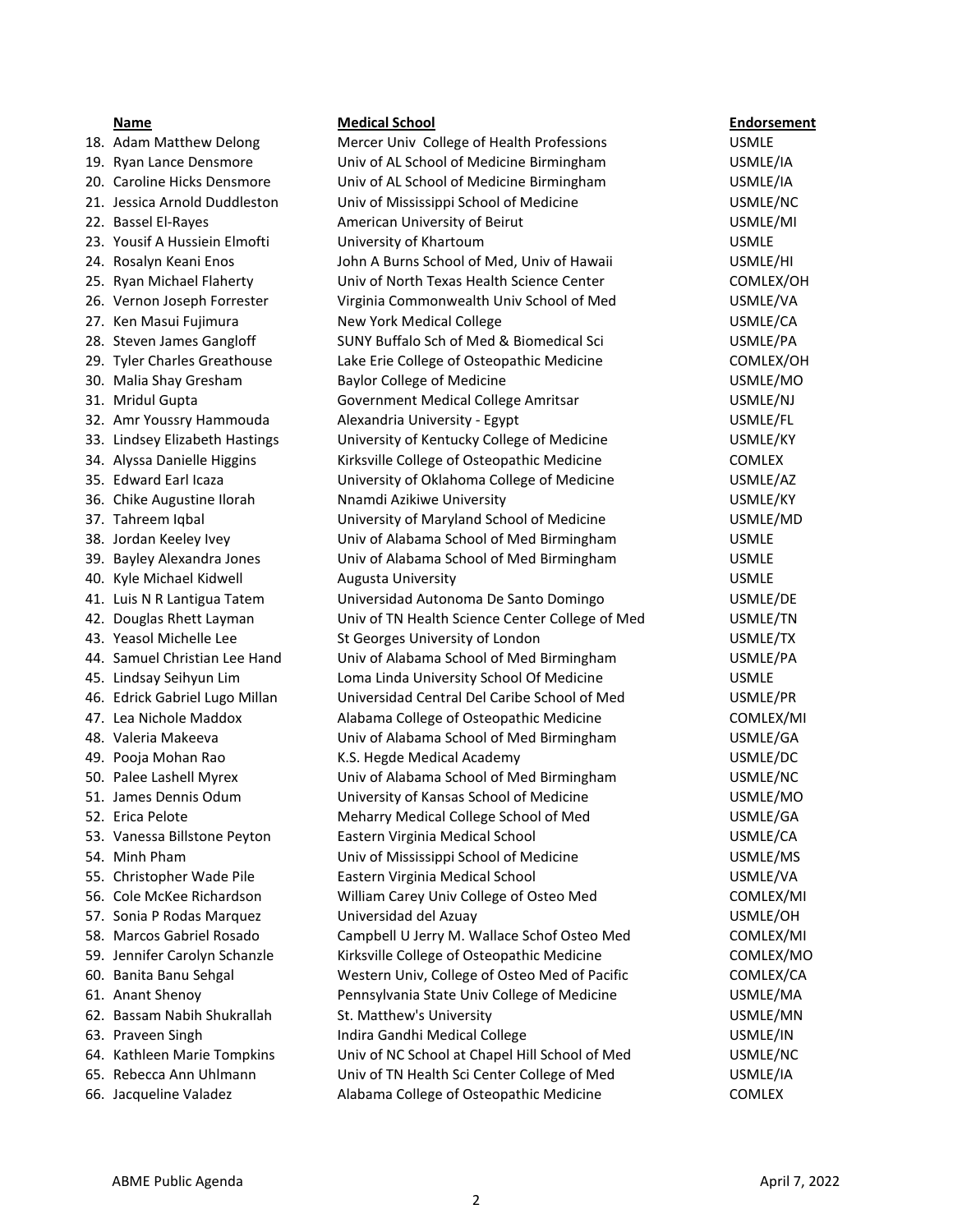| | Name | Medical School | Endorsement |
|---|---|---|---|
| 18. | Adam Matthew Delong | Mercer Univ College of Health Professions | USMLE |
| 19. | Ryan Lance Densmore | Univ of AL School of Medicine Birmingham | USMLE/IA |
| 20. | Caroline Hicks Densmore | Univ of AL School of Medicine Birmingham | USMLE/IA |
| 21. | Jessica Arnold Duddleston | Univ of Mississippi School of Medicine | USMLE/NC |
| 22. | Bassel El-Rayes | American University of Beirut | USMLE/MI |
| 23. | Yousif A Hussiein Elmofti | University of Khartoum | USMLE |
| 24. | Rosalyn Keani Enos | John A Burns School of Med, Univ of Hawaii | USMLE/HI |
| 25. | Ryan Michael Flaherty | Univ of North Texas Health Science Center | COMLEX/OH |
| 26. | Vernon Joseph Forrester | Virginia Commonwealth Univ School of Med | USMLE/VA |
| 27. | Ken Masui Fujimura | New York Medical College | USMLE/CA |
| 28. | Steven James Gangloff | SUNY Buffalo Sch of Med & Biomedical Sci | USMLE/PA |
| 29. | Tyler Charles Greathouse | Lake Erie College of Osteopathic Medicine | COMLEX/OH |
| 30. | Malia Shay Gresham | Baylor College of Medicine | USMLE/MO |
| 31. | Mridul Gupta | Government Medical College Amritsar | USMLE/NJ |
| 32. | Amr Youssry Hammouda | Alexandria University - Egypt | USMLE/FL |
| 33. | Lindsey Elizabeth Hastings | University of Kentucky College of Medicine | USMLE/KY |
| 34. | Alyssa Danielle Higgins | Kirksville College of Osteopathic Medicine | COMLEX |
| 35. | Edward Earl Icaza | University of Oklahoma College of Medicine | USMLE/AZ |
| 36. | Chike Augustine Ilorah | Nnamdi Azikiwe University | USMLE/KY |
| 37. | Tahreem Iqbal | University of Maryland School of Medicine | USMLE/MD |
| 38. | Jordan Keeley Ivey | Univ of Alabama School of Med Birmingham | USMLE |
| 39. | Bayley Alexandra Jones | Univ of Alabama School of Med Birmingham | USMLE |
| 40. | Kyle Michael Kidwell | Augusta University | USMLE |
| 41. | Luis N R Lantigua Tatem | Universidad Autonoma De Santo Domingo | USMLE/DE |
| 42. | Douglas Rhett Layman | Univ of TN Health Science Center College of Med | USMLE/TN |
| 43. | Yeasol Michelle Lee | St Georges University of London | USMLE/TX |
| 44. | Samuel Christian Lee Hand | Univ of Alabama School of Med Birmingham | USMLE/PA |
| 45. | Lindsay Seihyun Lim | Loma Linda University School Of Medicine | USMLE |
| 46. | Edrick Gabriel Lugo Millan | Universidad Central Del Caribe School of Med | USMLE/PR |
| 47. | Lea Nichole Maddox | Alabama College of Osteopathic Medicine | COMLEX/MI |
| 48. | Valeria Makeeva | Univ of Alabama School of Med Birmingham | USMLE/GA |
| 49. | Pooja Mohan Rao | K.S. Hegde Medical Academy | USMLE/DC |
| 50. | Palee Lashell Myrex | Univ of Alabama School of Med Birmingham | USMLE/NC |
| 51. | James Dennis Odum | University of Kansas School of Medicine | USMLE/MO |
| 52. | Erica Pelote | Meharry Medical College School of Med | USMLE/GA |
| 53. | Vanessa Billstone Peyton | Eastern Virginia Medical School | USMLE/CA |
| 54. | Minh Pham | Univ of Mississippi School of Medicine | USMLE/MS |
| 55. | Christopher Wade Pile | Eastern Virginia Medical School | USMLE/VA |
| 56. | Cole McKee Richardson | William Carey Univ College of Osteo Med | COMLEX/MI |
| 57. | Sonia P Rodas Marquez | Universidad del Azuay | USMLE/OH |
| 58. | Marcos Gabriel Rosado | Campbell U Jerry M. Wallace Schof Osteo Med | COMLEX/MI |
| 59. | Jennifer Carolyn Schanzle | Kirksville College of Osteopathic Medicine | COMLEX/MO |
| 60. | Banita Banu Sehgal | Western Univ, College of Osteo Med of Pacific | COMLEX/CA |
| 61. | Anant Shenoy | Pennsylvania State Univ College of Medicine | USMLE/MA |
| 62. | Bassam Nabih Shukrallah | St. Matthew's University | USMLE/MN |
| 63. | Praveen Singh | Indira Gandhi Medical College | USMLE/IN |
| 64. | Kathleen Marie Tompkins | Univ of NC School at Chapel Hill School of Med | USMLE/NC |
| 65. | Rebecca Ann Uhlmann | Univ of TN Health Sci Center College of Med | USMLE/IA |
| 66. | Jacqueline Valadez | Alabama College of Osteopathic Medicine | COMLEX |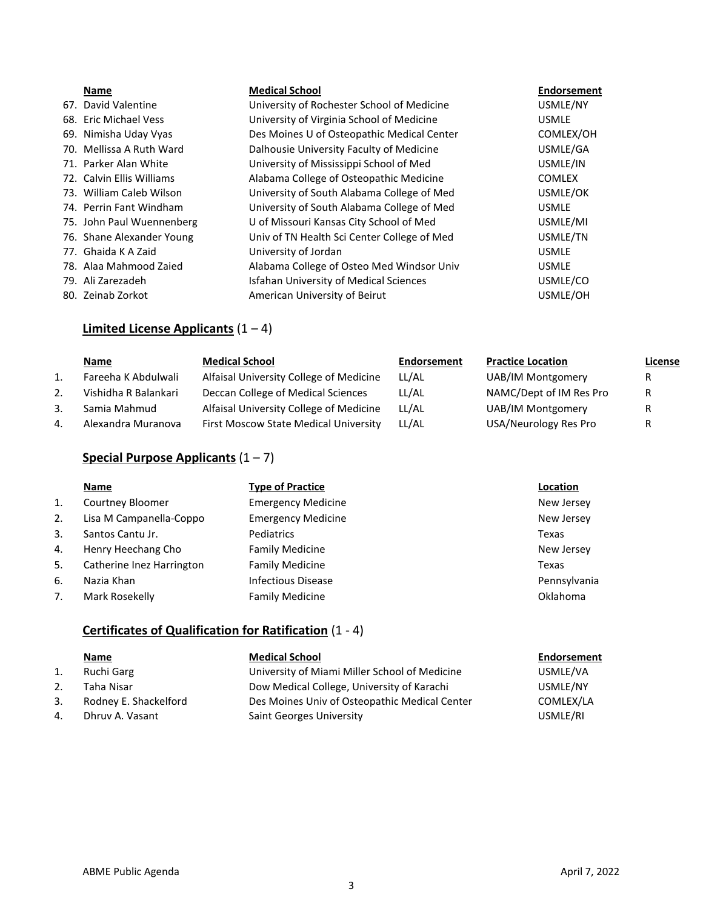| | Name | Medical School | Endorsement |
|---|---|---|---|
| 67. | David Valentine | University of Rochester School of Medicine | USMLE/NY |
| 68. | Eric Michael Vess | University of Virginia School of Medicine | USMLE |
| 69. | Nimisha Uday Vyas | Des Moines U of Osteopathic Medical Center | COMLEX/OH |
| 70. | Mellissa A Ruth Ward | Dalhousie University Faculty of Medicine | USMLE/GA |
| 71. | Parker Alan White | University of Mississippi School of Med | USMLE/IN |
| 72. | Calvin Ellis Williams | Alabama College of Osteopathic Medicine | COMLEX |
| 73. | William Caleb Wilson | University of South Alabama College of Med | USMLE/OK |
| 74. | Perrin Fant Windham | University of South Alabama College of Med | USMLE |
| 75. | John Paul Wuennenberg | U of Missouri Kansas City School of Med | USMLE/MI |
| 76. | Shane Alexander Young | Univ of TN Health Sci Center College of Med | USMLE/TN |
| 77. | Ghaida K A Zaid | University of Jordan | USMLE |
| 78. | Alaa Mahmood Zaied | Alabama College of Osteo Med Windsor Univ | USMLE |
| 79. | Ali Zarezadeh | Isfahan University of Medical Sciences | USMLE/CO |
| 80. | Zeinab Zorkot | American University of Beirut | USMLE/OH |

## **Limited License Applicants** (1 – 4)

| | Name | Medical School | Endorsement | Practice Location | License |
|---|---|---|---|---|---|
| 1. | Fareeha K Abdulwali | Alfaisal University College of Medicine | LL/AL | UAB/IM Montgomery | R |
| 2. | Vishidha R Balankari | Deccan College of Medical Sciences | LL/AL | NAMC/Dept of IM Res Pro | R |
| 3. | Samia Mahmud | Alfaisal University College of Medicine | LL/AL | UAB/IM Montgomery | R |
| 4. | Alexandra Muranova | First Moscow State Medical University | LL/AL | USA/Neurology Res Pro | R |

## **Special Purpose Applicants** (1 – 7)

| | Name | Type of Practice | Location |
|---|---|---|---|
| 1. | Courtney Bloomer | Emergency Medicine | New Jersey |
| 2. | Lisa M Campanella-Coppo | Emergency Medicine | New Jersey |
| 3. | Santos Cantu Jr. | Pediatrics | Texas |
| 4. | Henry Heechang Cho | Family Medicine | New Jersey |
| 5. | Catherine Inez Harrington | Family Medicine | Texas |
| 6. | Nazia Khan | Infectious Disease | Pennsylvania |
| 7. | Mark Rosekelly | Family Medicine | Oklahoma |

## **Certificates of Qualification for Ratification** (1 - 4)

| | Name | Medical School | Endorsement |
|---|---|---|---|
| 1. | Ruchi Garg | University of Miami Miller School of Medicine | USMLE/VA |
| 2. | Taha Nisar | Dow Medical College, University of Karachi | USMLE/NY |
| 3. | Rodney E. Shackelford | Des Moines Univ of Osteopathic Medical Center | COMLEX/LA |
| 4. | Dhruv A. Vasant | Saint Georges University | USMLE/RI |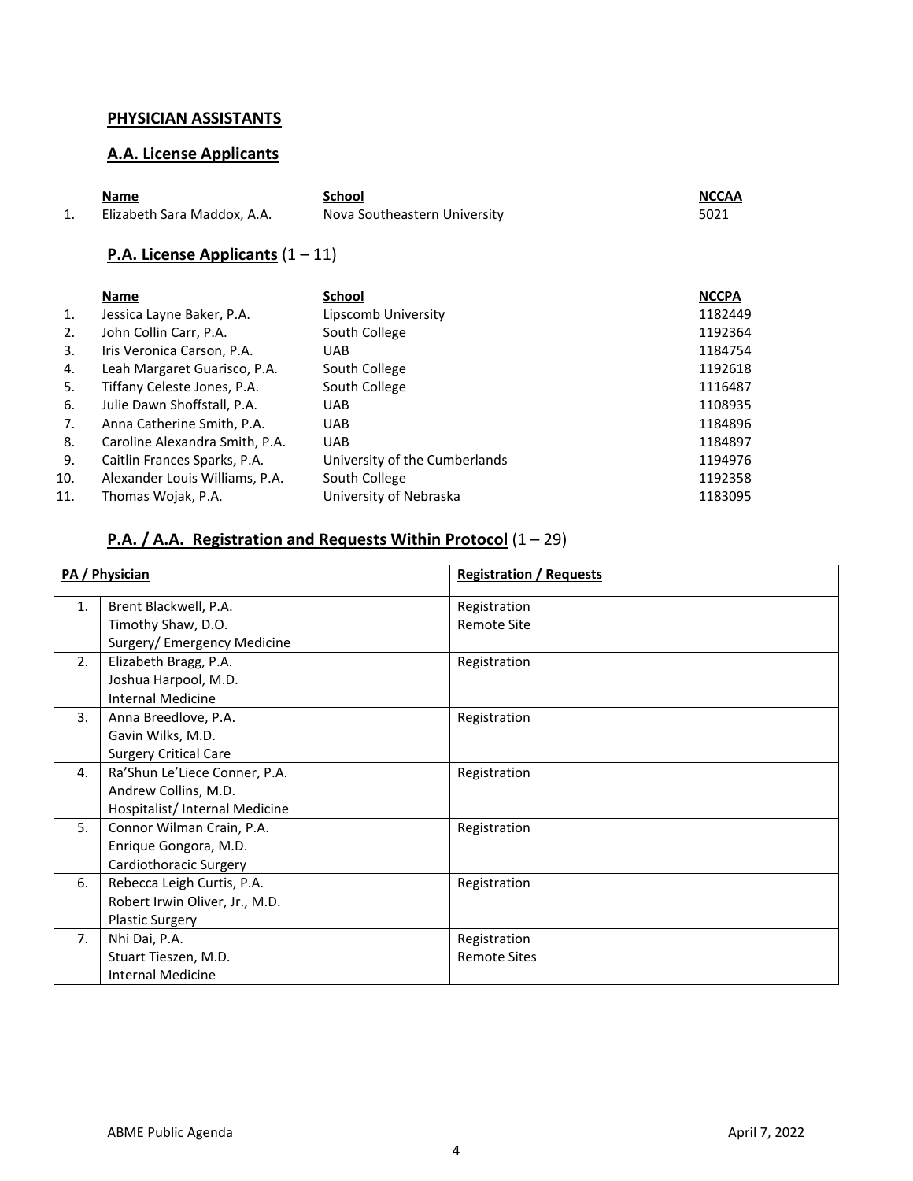## PHYSICIAN ASSISTANTS

### A.A. License Applicants

| | Name | School | NCCAA |
|---|---|---|---|
| 1. | Elizabeth Sara Maddox, A.A. | Nova Southeastern University | 5021 |

### P.A. License Applicants (1 – 11)

| | Name | School | NCCPA |
|---|---|---|---|
| 1. | Jessica Layne Baker, P.A. | Lipscomb University | 1182449 |
| 2. | John Collin Carr, P.A. | South College | 1192364 |
| 3. | Iris Veronica Carson, P.A. | UAB | 1184754 |
| 4. | Leah Margaret Guarisco, P.A. | South College | 1192618 |
| 5. | Tiffany Celeste Jones, P.A. | South College | 1116487 |
| 6. | Julie Dawn Shoffstall, P.A. | UAB | 1108935 |
| 7. | Anna Catherine Smith, P.A. | UAB | 1184896 |
| 8. | Caroline Alexandra Smith, P.A. | UAB | 1184897 |
| 9. | Caitlin Frances Sparks, P.A. | University of the Cumberlands | 1194976 |
| 10. | Alexander Louis Williams, P.A. | South College | 1192358 |
| 11. | Thomas Wojak, P.A. | University of Nebraska | 1183095 |

### P.A. / A.A. Registration and Requests Within Protocol (1 – 29)

| | PA / Physician | Registration / Requests |
|---|---|---|
| 1. | Brent Blackwell, P.A.<br>Timothy Shaw, D.O.<br>Surgery/ Emergency Medicine | Registration<br>Remote Site |
| 2. | Elizabeth Bragg, P.A.<br>Joshua Harpool, M.D.<br>Internal Medicine | Registration |
| 3. | Anna Breedlove, P.A.<br>Gavin Wilks, M.D.<br>Surgery Critical Care | Registration |
| 4. | Ra'Shun Le'Liece Conner, P.A.<br>Andrew Collins, M.D.<br>Hospitalist/ Internal Medicine | Registration |
| 5. | Connor Wilman Crain, P.A.<br>Enrique Gongora, M.D.<br>Cardiothoracic Surgery | Registration |
| 6. | Rebecca Leigh Curtis, P.A.<br>Robert Irwin Oliver, Jr., M.D.<br>Plastic Surgery | Registration |
| 7. | Nhi Dai, P.A.<br>Stuart Tieszen, M.D.<br>Internal Medicine | Registration<br>Remote Sites |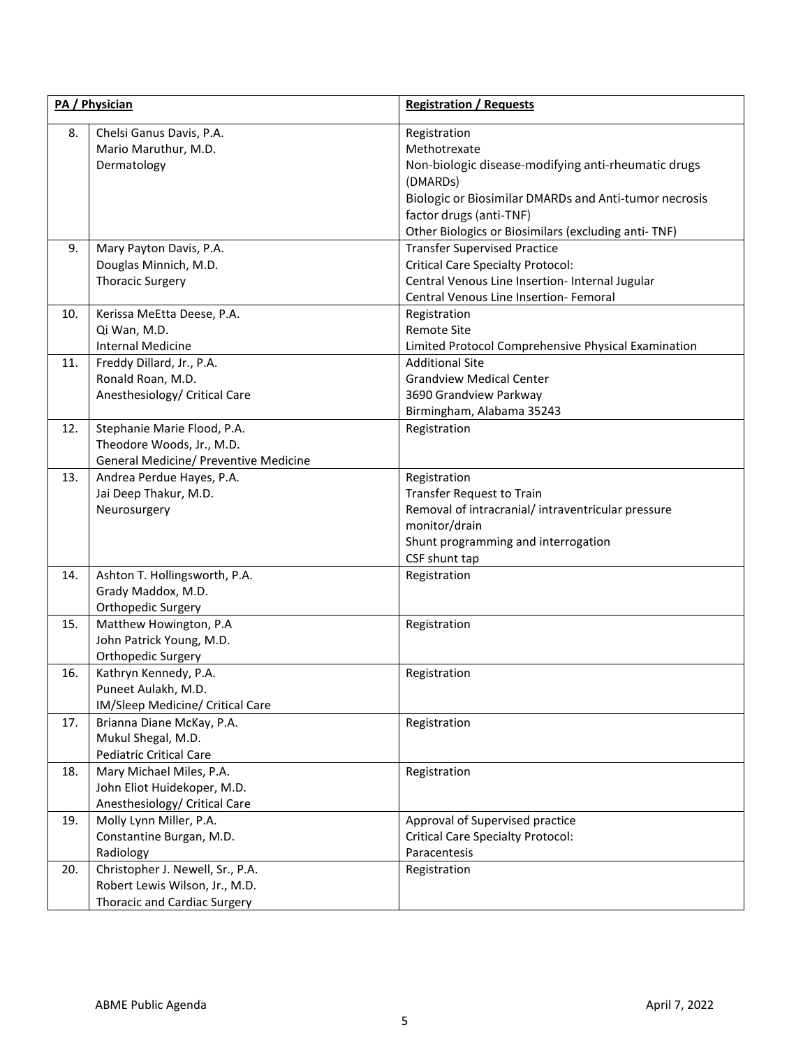| | PA / Physician | Registration / Requests |
|---|---|---|
| 8. | Chelsi Ganus Davis, P.A.<br>Mario Maruthur, M.D.<br>Dermatology | Registration<br>Methotrexate<br>Non-biologic disease-modifying anti-rheumatic drugs (DMARDs)<br>Biologic or Biosimilar DMARDs and Anti-tumor necrosis factor drugs (anti-TNF)<br>Other Biologics or Biosimilars (excluding anti- TNF) |
| 9. | Mary Payton Davis, P.A.<br>Douglas Minnich, M.D.<br>Thoracic Surgery | Transfer Supervised Practice<br>Critical Care Specialty Protocol:<br>Central Venous Line Insertion- Internal Jugular<br>Central Venous Line Insertion- Femoral |
| 10. | Kerissa MeEtta Deese, P.A.<br>Qi Wan, M.D.<br>Internal Medicine | Registration<br>Remote Site<br>Limited Protocol Comprehensive Physical Examination |
| 11. | Freddy Dillard, Jr., P.A.<br>Ronald Roan, M.D.<br>Anesthesiology/ Critical Care | Additional Site<br>Grandview Medical Center<br>3690 Grandview Parkway<br>Birmingham, Alabama 35243 |
| 12. | Stephanie Marie Flood, P.A.<br>Theodore Woods, Jr., M.D.<br>General Medicine/ Preventive Medicine | Registration |
| 13. | Andrea Perdue Hayes, P.A.<br>Jai Deep Thakur, M.D.<br>Neurosurgery | Registration<br>Transfer Request to Train<br>Removal of intracranial/ intraventricular pressure monitor/drain<br>Shunt programming and interrogation<br>CSF shunt tap |
| 14. | Ashton T. Hollingsworth, P.A.<br>Grady Maddox, M.D.<br>Orthopedic Surgery | Registration |
| 15. | Matthew Howington, P.A<br>John Patrick Young, M.D.<br>Orthopedic Surgery | Registration |
| 16. | Kathryn Kennedy, P.A.<br>Puneet Aulakh, M.D.<br>IM/Sleep Medicine/ Critical Care | Registration |
| 17. | Brianna Diane McKay, P.A.<br>Mukul Shegal, M.D.<br>Pediatric Critical Care | Registration |
| 18. | Mary Michael Miles, P.A.<br>John Eliot Huidekoper, M.D.<br>Anesthesiology/ Critical Care | Registration |
| 19. | Molly Lynn Miller, P.A.<br>Constantine Burgan, M.D.<br>Radiology | Approval of Supervised practice<br>Critical Care Specialty Protocol:<br>Paracentesis |
| 20. | Christopher J. Newell, Sr., P.A.<br>Robert Lewis Wilson, Jr., M.D.<br>Thoracic and Cardiac Surgery | Registration |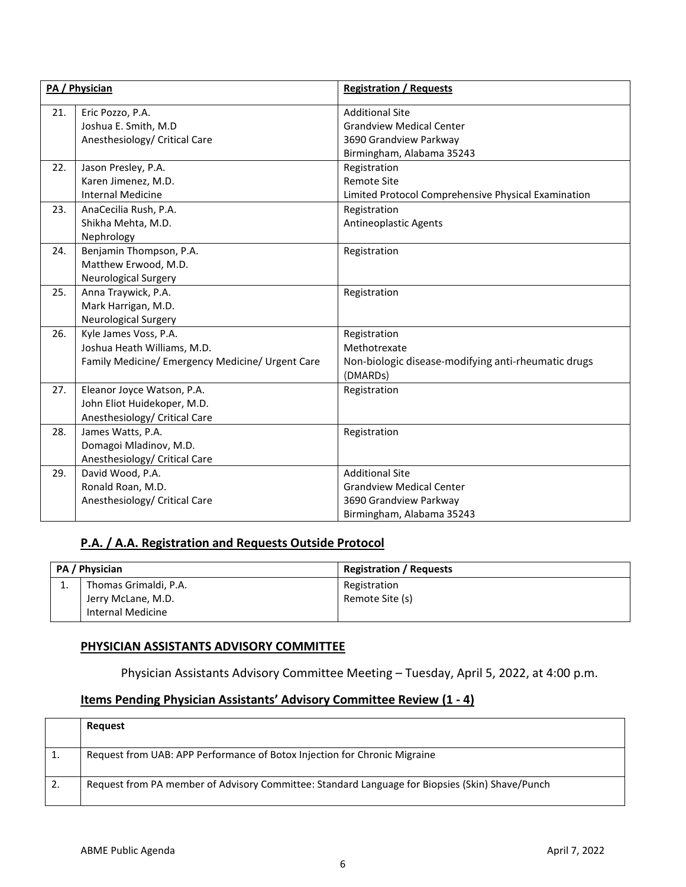| | PA / Physician | Registration / Requests |
|---|---|---|
| 21. | Eric Pozzo, P.A.<br>Joshua E. Smith, M.D<br>Anesthesiology/ Critical Care | Additional Site<br>Grandview Medical Center<br>3690 Grandview Parkway<br>Birmingham, Alabama 35243 |
| 22. | Jason Presley, P.A.<br>Karen Jimenez, M.D.<br>Internal Medicine | Registration<br>Remote Site<br>Limited Protocol Comprehensive Physical Examination |
| 23. | AnaCecilia Rush, P.A.<br>Shikha Mehta, M.D.<br>Nephrology | Registration<br>Antineoplastic Agents |
| 24. | Benjamin Thompson, P.A.<br>Matthew Erwood, M.D.<br>Neurological Surgery | Registration |
| 25. | Anna Traywick, P.A.<br>Mark Harrigan, M.D.<br>Neurological Surgery | Registration |
| 26. | Kyle James Voss, P.A.<br>Joshua Heath Williams, M.D.<br>Family Medicine/ Emergency Medicine/ Urgent Care | Registration<br>Methotrexate<br>Non-biologic disease-modifying anti-rheumatic drugs (DMARDs) |
| 27. | Eleanor Joyce Watson, P.A.<br>John Eliot Huidekoper, M.D.<br>Anesthesiology/ Critical Care | Registration |
| 28. | James Watts, P.A.<br>Domagoi Mladinov, M.D.<br>Anesthesiology/ Critical Care | Registration |
| 29. | David Wood, P.A.<br>Ronald Roan, M.D.<br>Anesthesiology/ Critical Care | Additional Site<br>Grandview Medical Center<br>3690 Grandview Parkway<br>Birmingham, Alabama 35243 |

## P.A. / A.A. Registration and Requests Outside Protocol

| | PA / Physician | Registration / Requests |
|---|---|---|
| 1. | Thomas Grimaldi, P.A.<br>Jerry McLane, M.D.<br>Internal Medicine | Registration<br>Remote Site (s) |

## PHYSICIAN ASSISTANTS ADVISORY COMMITTEE

Physician Assistants Advisory Committee Meeting – Tuesday, April 5, 2022, at 4:00 p.m.

## Items Pending Physician Assistants' Advisory Committee Review (1 - 4)

| | Request |
|---|---|
| 1. | Request from UAB: APP Performance of Botox Injection for Chronic Migraine |
| 2. | Request from PA member of Advisory Committee: Standard Language for Biopsies (Skin) Shave/Punch |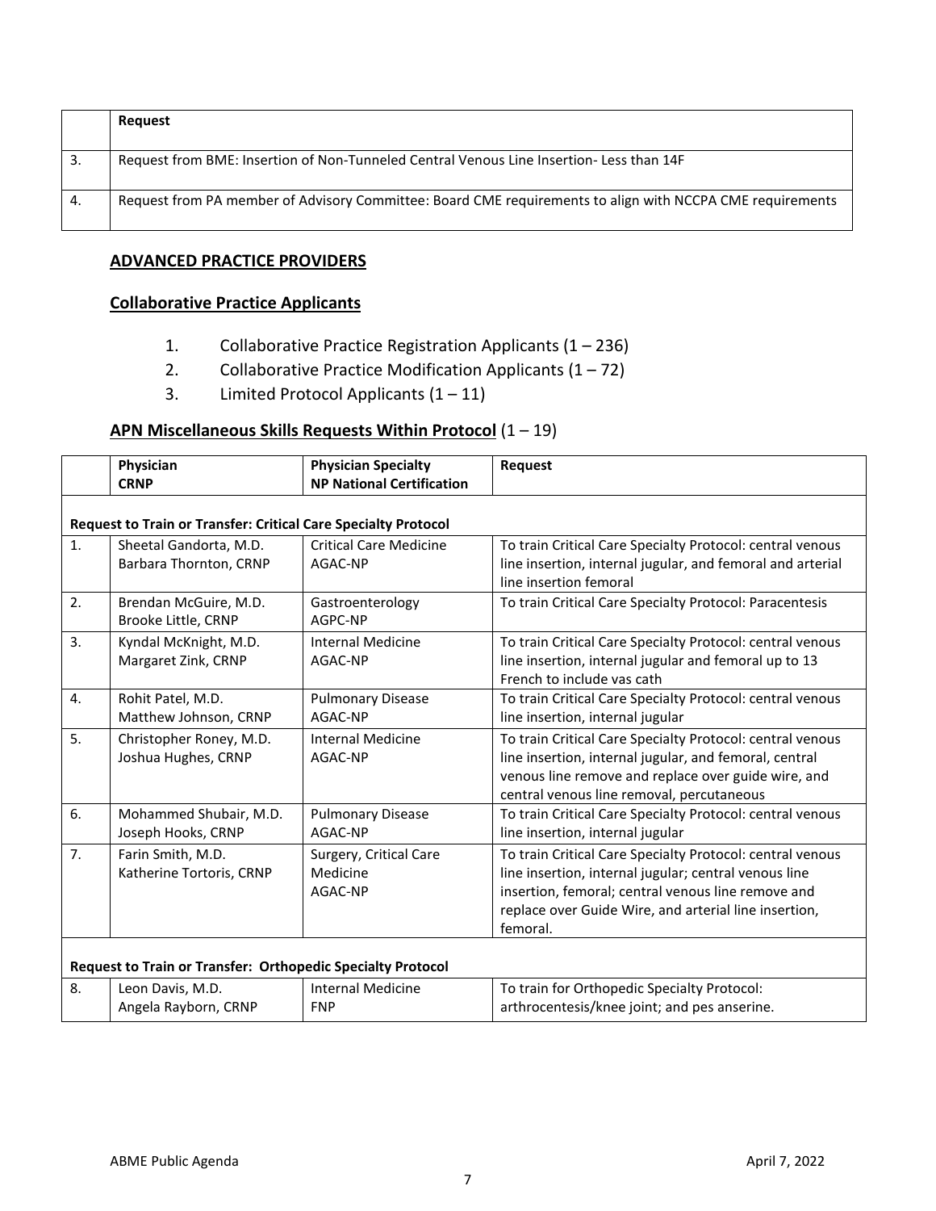| | Request |
|---|---|
| 3. | Request from BME: Insertion of Non-Tunneled Central Venous Line Insertion- Less than 14F |
| 4. | Request from PA member of Advisory Committee: Board CME requirements to align with NCCPA CME requirements |

## ADVANCED PRACTICE PROVIDERS

### Collaborative Practice Applicants

1. Collaborative Practice Registration Applicants (1 – 236)
2. Collaborative Practice Modification Applicants (1 – 72)
3. Limited Protocol Applicants (1 – 11)

### APN Miscellaneous Skills Requests Within Protocol (1 – 19)

| | Physician<br>CRNP | Physician Specialty<br>NP National Certification | Request |
|---|---|---|---|
| **Request to Train or Transfer: Critical Care Specialty Protocol** | | | |
| 1. | Sheetal Gandorta, M.D.<br>Barbara Thornton, CRNP | Critical Care Medicine<br>AGAC-NP | To train Critical Care Specialty Protocol: central venous line insertion, internal jugular, and femoral and arterial line insertion femoral |
| 2. | Brendan McGuire, M.D.<br>Brooke Little, CRNP | Gastroenterology<br>AGPC-NP | To train Critical Care Specialty Protocol: Paracentesis |
| 3. | Kyndal McKnight, M.D.<br>Margaret Zink, CRNP | Internal Medicine<br>AGAC-NP | To train Critical Care Specialty Protocol: central venous line insertion, internal jugular and femoral up to 13 French to include vas cath |
| 4. | Rohit Patel, M.D.<br>Matthew Johnson, CRNP | Pulmonary Disease<br>AGAC-NP | To train Critical Care Specialty Protocol: central venous line insertion, internal jugular |
| 5. | Christopher Roney, M.D.<br>Joshua Hughes, CRNP | Internal Medicine<br>AGAC-NP | To train Critical Care Specialty Protocol: central venous line insertion, internal jugular, and femoral, central venous line remove and replace over guide wire, and central venous line removal, percutaneous |
| 6. | Mohammed Shubair, M.D.<br>Joseph Hooks, CRNP | Pulmonary Disease<br>AGAC-NP | To train Critical Care Specialty Protocol: central venous line insertion, internal jugular |
| 7. | Farin Smith, M.D.<br>Katherine Tortoris, CRNP | Surgery, Critical Care Medicine<br>AGAC-NP | To train Critical Care Specialty Protocol: central venous line insertion, internal jugular; central venous line insertion, femoral; central venous line remove and replace over Guide Wire, and arterial line insertion, femoral. |
| **Request to Train or Transfer: Orthopedic Specialty Protocol** | | | |
| 8. | Leon Davis, M.D.<br>Angela Rayborn, CRNP | Internal Medicine<br>FNP | To train for Orthopedic Specialty Protocol: arthrocentesis/knee joint; and pes anserine. |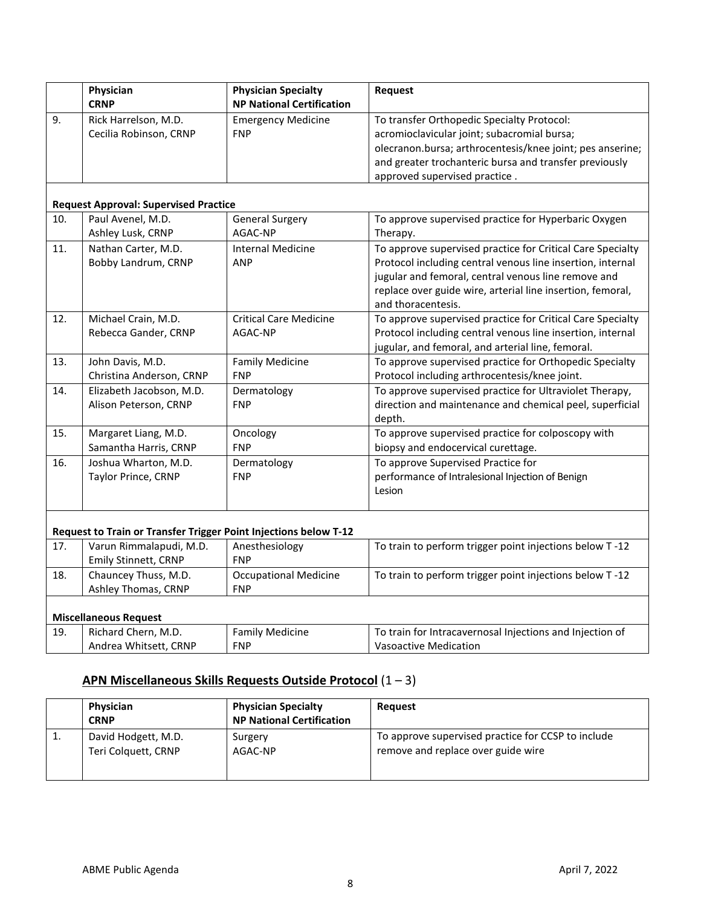| | Physician<br>CRNP | Physician Specialty<br>NP National Certification | Request |
|---|---|---|---|
| 9. | Rick Harrelson, M.D.<br>Cecilia Robinson, CRNP | Emergency Medicine<br>FNP | To transfer Orthopedic Specialty Protocol: acromioclavicular joint; subacromial bursa; olecranon.bursa; arthrocentesis/knee joint; pes anserine; and greater trochanteric bursa and transfer previously approved supervised practice . |
| | **Request Approval: Supervised Practice** | | |
| 10. | Paul Avenel, M.D.<br>Ashley Lusk, CRNP | General Surgery<br>AGAC-NP | To approve supervised practice for Hyperbaric Oxygen Therapy. |
| 11. | Nathan Carter, M.D.<br>Bobby Landrum, CRNP | Internal Medicine<br>ANP | To approve supervised practice for Critical Care Specialty Protocol including central venous line insertion, internal jugular and femoral, central venous line remove and replace over guide wire, arterial line insertion, femoral, and thoracentesis. |
| 12. | Michael Crain, M.D.<br>Rebecca Gander, CRNP | Critical Care Medicine<br>AGAC-NP | To approve supervised practice for Critical Care Specialty Protocol including central venous line insertion, internal jugular, and femoral, and arterial line, femoral. |
| 13. | John Davis, M.D.<br>Christina Anderson, CRNP | Family Medicine<br>FNP | To approve supervised practice for Orthopedic Specialty Protocol including arthrocentesis/knee joint. |
| 14. | Elizabeth Jacobson, M.D.<br>Alison Peterson, CRNP | Dermatology<br>FNP | To approve supervised practice for Ultraviolet Therapy, direction and maintenance and chemical peel, superficial depth. |
| 15. | Margaret Liang, M.D.<br>Samantha Harris, CRNP | Oncology<br>FNP | To approve supervised practice for colposcopy with biopsy and endocervical curettage. |
| 16. | Joshua Wharton, M.D.<br>Taylor Prince, CRNP | Dermatology<br>FNP | To approve Supervised Practice for performance of Intralesional Injection of Benign Lesion |
| | **Request to Train or Transfer Trigger Point Injections below T-12** | | |
| 17. | Varun Rimmalapudi, M.D.<br>Emily Stinnett, CRNP | Anesthesiology<br>FNP | To train to perform trigger point injections below T -12 |
| 18. | Chauncey Thuss, M.D.<br>Ashley Thomas, CRNP | Occupational Medicine<br>FNP | To train to perform trigger point injections below T -12 |
| | **Miscellaneous Request** | | |
| 19. | Richard Chern, M.D.<br>Andrea Whitsett, CRNP | Family Medicine<br>FNP | To train for Intracavernosal Injections and Injection of Vasoactive Medication |

## APN Miscellaneous Skills Requests Outside Protocol (1 – 3)

| | Physician<br>CRNP | Physician Specialty<br>NP National Certification | Request |
|---|---|---|---|
| 1. | David Hodgett, M.D.<br>Teri Colquett, CRNP | Surgery<br>AGAC-NP | To approve supervised practice for CCSP to include remove and replace over guide wire |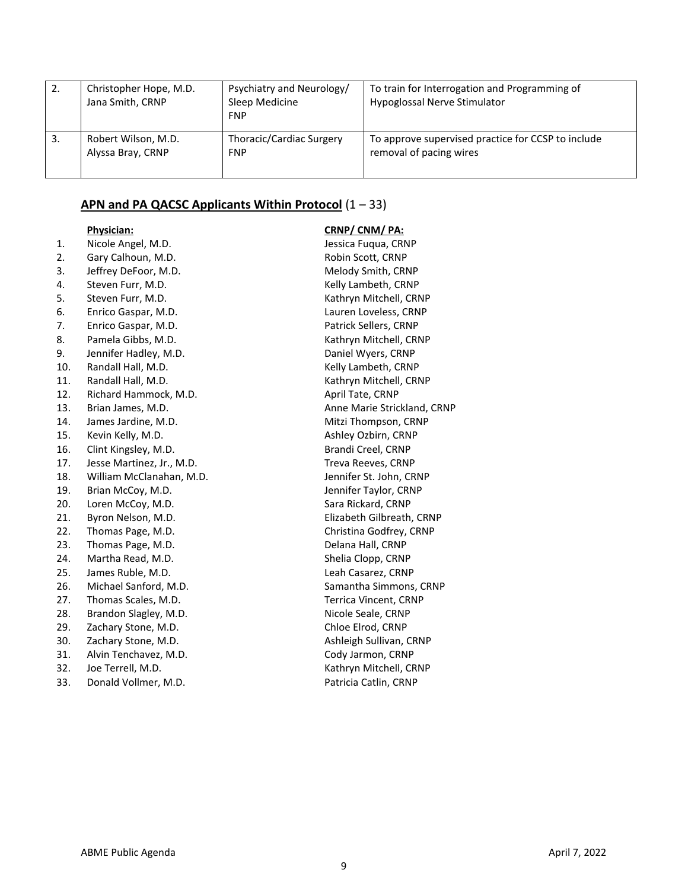| | | | |
|---|---|---|---|
| 2. | Christopher Hope, M.D.<br>Jana Smith, CRNP | Psychiatry and Neurology/<br>Sleep Medicine<br>FNP | To train for Interrogation and Programming of Hypoglossal Nerve Stimulator |
| 3. | Robert Wilson, M.D.<br>Alyssa Bray, CRNP | Thoracic/Cardiac Surgery<br>FNP | To approve supervised practice for CCSP to include removal of pacing wires |

## **APN and PA QACSC Applicants Within Protocol** (1 – 33)

| | **Physician:** | **CRNP/ CNM/ PA:** |
|---|---|---|
| 1. | Nicole Angel, M.D. | Jessica Fuqua, CRNP |
| 2. | Gary Calhoun, M.D. | Robin Scott, CRNP |
| 3. | Jeffrey DeFoor, M.D. | Melody Smith, CRNP |
| 4. | Steven Furr, M.D. | Kelly Lambeth, CRNP |
| 5. | Steven Furr, M.D. | Kathryn Mitchell, CRNP |
| 6. | Enrico Gaspar, M.D. | Lauren Loveless, CRNP |
| 7. | Enrico Gaspar, M.D. | Patrick Sellers, CRNP |
| 8. | Pamela Gibbs, M.D. | Kathryn Mitchell, CRNP |
| 9. | Jennifer Hadley, M.D. | Daniel Wyers, CRNP |
| 10. | Randall Hall, M.D. | Kelly Lambeth, CRNP |
| 11. | Randall Hall, M.D. | Kathryn Mitchell, CRNP |
| 12. | Richard Hammock, M.D. | April Tate, CRNP |
| 13. | Brian James, M.D. | Anne Marie Strickland, CRNP |
| 14. | James Jardine, M.D. | Mitzi Thompson, CRNP |
| 15. | Kevin Kelly, M.D. | Ashley Ozbirn, CRNP |
| 16. | Clint Kingsley, M.D. | Brandi Creel, CRNP |
| 17. | Jesse Martinez, Jr., M.D. | Treva Reeves, CRNP |
| 18. | William McClanahan, M.D. | Jennifer St. John, CRNP |
| 19. | Brian McCoy, M.D. | Jennifer Taylor, CRNP |
| 20. | Loren McCoy, M.D. | Sara Rickard, CRNP |
| 21. | Byron Nelson, M.D. | Elizabeth Gilbreath, CRNP |
| 22. | Thomas Page, M.D. | Christina Godfrey, CRNP |
| 23. | Thomas Page, M.D. | Delana Hall, CRNP |
| 24. | Martha Read, M.D. | Shelia Clopp, CRNP |
| 25. | James Ruble, M.D. | Leah Casarez, CRNP |
| 26. | Michael Sanford, M.D. | Samantha Simmons, CRNP |
| 27. | Thomas Scales, M.D. | Terrica Vincent, CRNP |
| 28. | Brandon Slagley, M.D. | Nicole Seale, CRNP |
| 29. | Zachary Stone, M.D. | Chloe Elrod, CRNP |
| 30. | Zachary Stone, M.D. | Ashleigh Sullivan, CRNP |
| 31. | Alvin Tenchavez, M.D. | Cody Jarmon, CRNP |
| 32. | Joe Terrell, M.D. | Kathryn Mitchell, CRNP |
| 33. | Donald Vollmer, M.D. | Patricia Catlin, CRNP |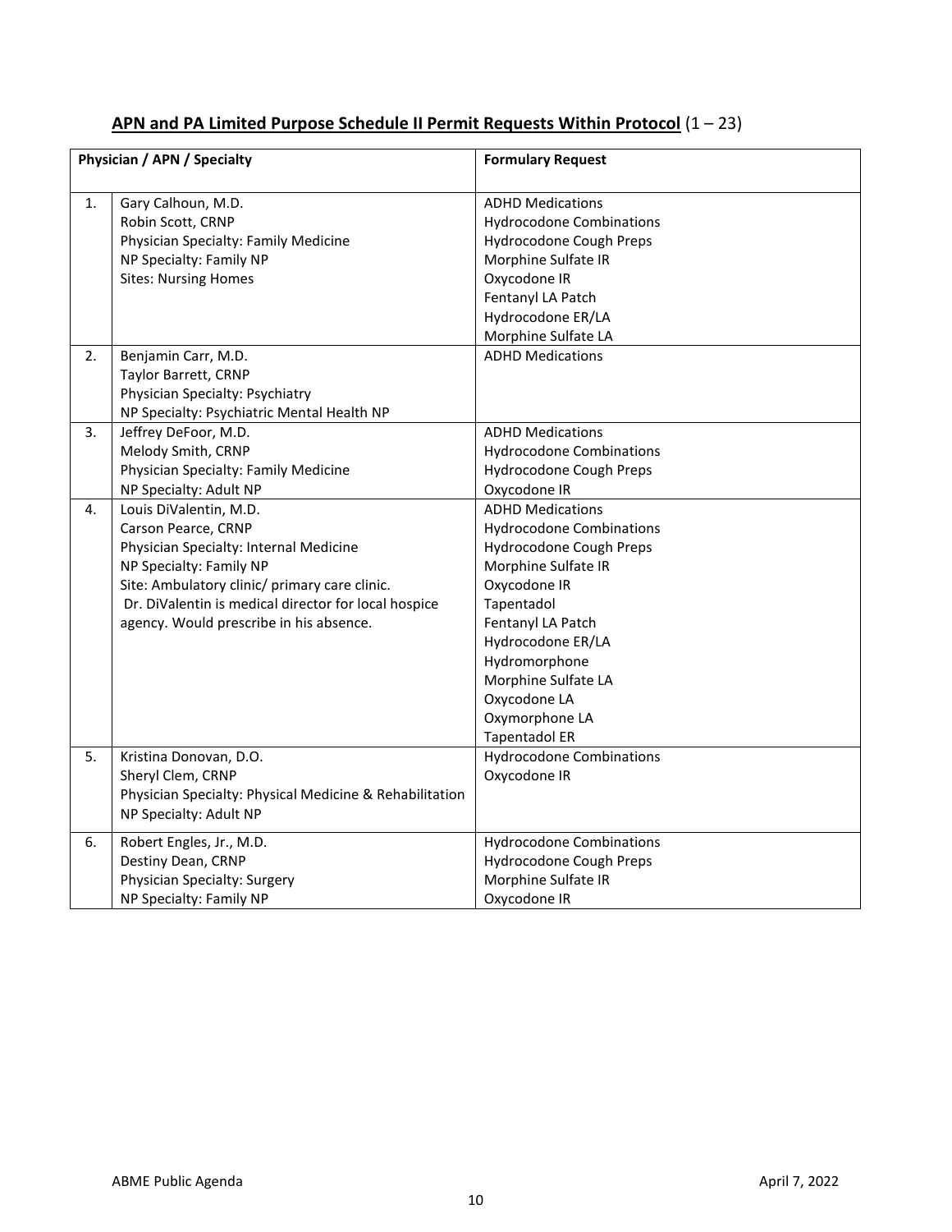**<u>APN and PA Limited Purpose Schedule II Permit Requests Within Protocol</u>** (1 – 23)

| | Physician / APN / Specialty | Formulary Request |
|---|---|---|
| 1. | Gary Calhoun, M.D.<br>Robin Scott, CRNP<br>Physician Specialty: Family Medicine<br>NP Specialty: Family NP<br>Sites: Nursing Homes | ADHD Medications<br>Hydrocodone Combinations<br>Hydrocodone Cough Preps<br>Morphine Sulfate IR<br>Oxycodone IR<br>Fentanyl LA Patch<br>Hydrocodone ER/LA<br>Morphine Sulfate LA |
| 2. | Benjamin Carr, M.D.<br>Taylor Barrett, CRNP<br>Physician Specialty: Psychiatry<br>NP Specialty: Psychiatric Mental Health NP | ADHD Medications |
| 3. | Jeffrey DeFoor, M.D.<br>Melody Smith, CRNP<br>Physician Specialty: Family Medicine<br>NP Specialty: Adult NP | ADHD Medications<br>Hydrocodone Combinations<br>Hydrocodone Cough Preps<br>Oxycodone IR |
| 4. | Louis DiValentin, M.D.<br>Carson Pearce, CRNP<br>Physician Specialty: Internal Medicine<br>NP Specialty: Family NP<br>Site: Ambulatory clinic/ primary care clinic.<br>Dr. DiValentin is medical director for local hospice agency. Would prescribe in his absence. | ADHD Medications<br>Hydrocodone Combinations<br>Hydrocodone Cough Preps<br>Morphine Sulfate IR<br>Oxycodone IR<br>Tapentadol<br>Fentanyl LA Patch<br>Hydrocodone ER/LA<br>Hydromorphone<br>Morphine Sulfate LA<br>Oxycodone LA<br>Oxymorphone LA<br>Tapentadol ER |
| 5. | Kristina Donovan, D.O.<br>Sheryl Clem, CRNP<br>Physician Specialty: Physical Medicine & Rehabilitation<br>NP Specialty: Adult NP | Hydrocodone Combinations<br>Oxycodone IR |
| 6. | Robert Engles, Jr., M.D.<br>Destiny Dean, CRNP<br>Physician Specialty: Surgery<br>NP Specialty: Family NP | Hydrocodone Combinations<br>Hydrocodone Cough Preps<br>Morphine Sulfate IR<br>Oxycodone IR |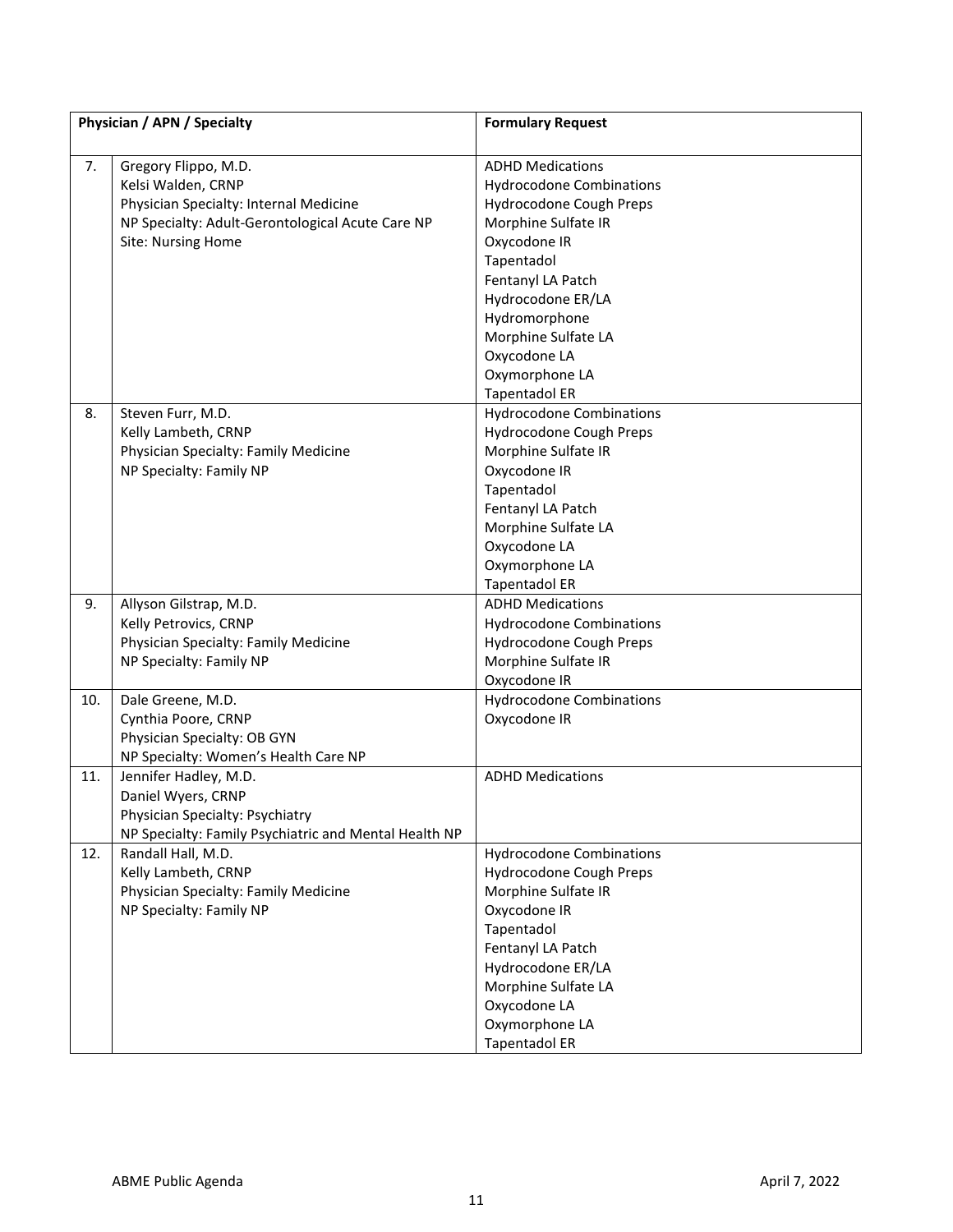| | Physician / APN / Specialty | Formulary Request |
|---|---|---|
| 7. | Gregory Flippo, M.D.<br>Kelsi Walden, CRNP<br>Physician Specialty: Internal Medicine<br>NP Specialty: Adult-Gerontological Acute Care NP<br>Site: Nursing Home | ADHD Medications<br>Hydrocodone Combinations<br>Hydrocodone Cough Preps<br>Morphine Sulfate IR<br>Oxycodone IR<br>Tapentadol<br>Fentanyl LA Patch<br>Hydrocodone ER/LA<br>Hydromorphone<br>Morphine Sulfate LA<br>Oxycodone LA<br>Oxymorphone LA<br>Tapentadol ER |
| 8. | Steven Furr, M.D.<br>Kelly Lambeth, CRNP<br>Physician Specialty: Family Medicine<br>NP Specialty: Family NP | Hydrocodone Combinations<br>Hydrocodone Cough Preps<br>Morphine Sulfate IR<br>Oxycodone IR<br>Tapentadol<br>Fentanyl LA Patch<br>Morphine Sulfate LA<br>Oxycodone LA<br>Oxymorphone LA<br>Tapentadol ER |
| 9. | Allyson Gilstrap, M.D.<br>Kelly Petrovics, CRNP<br>Physician Specialty: Family Medicine<br>NP Specialty: Family NP | ADHD Medications<br>Hydrocodone Combinations<br>Hydrocodone Cough Preps<br>Morphine Sulfate IR<br>Oxycodone IR |
| 10. | Dale Greene, M.D.<br>Cynthia Poore, CRNP<br>Physician Specialty: OB GYN<br>NP Specialty: Women's Health Care NP | Hydrocodone Combinations<br>Oxycodone IR |
| 11. | Jennifer Hadley, M.D.<br>Daniel Wyers, CRNP<br>Physician Specialty: Psychiatry<br>NP Specialty: Family Psychiatric and Mental Health NP | ADHD Medications |
| 12. | Randall Hall, M.D.<br>Kelly Lambeth, CRNP<br>Physician Specialty: Family Medicine<br>NP Specialty: Family NP | Hydrocodone Combinations<br>Hydrocodone Cough Preps<br>Morphine Sulfate IR<br>Oxycodone IR<br>Tapentadol<br>Fentanyl LA Patch<br>Hydrocodone ER/LA<br>Morphine Sulfate LA<br>Oxycodone LA<br>Oxymorphone LA<br>Tapentadol ER |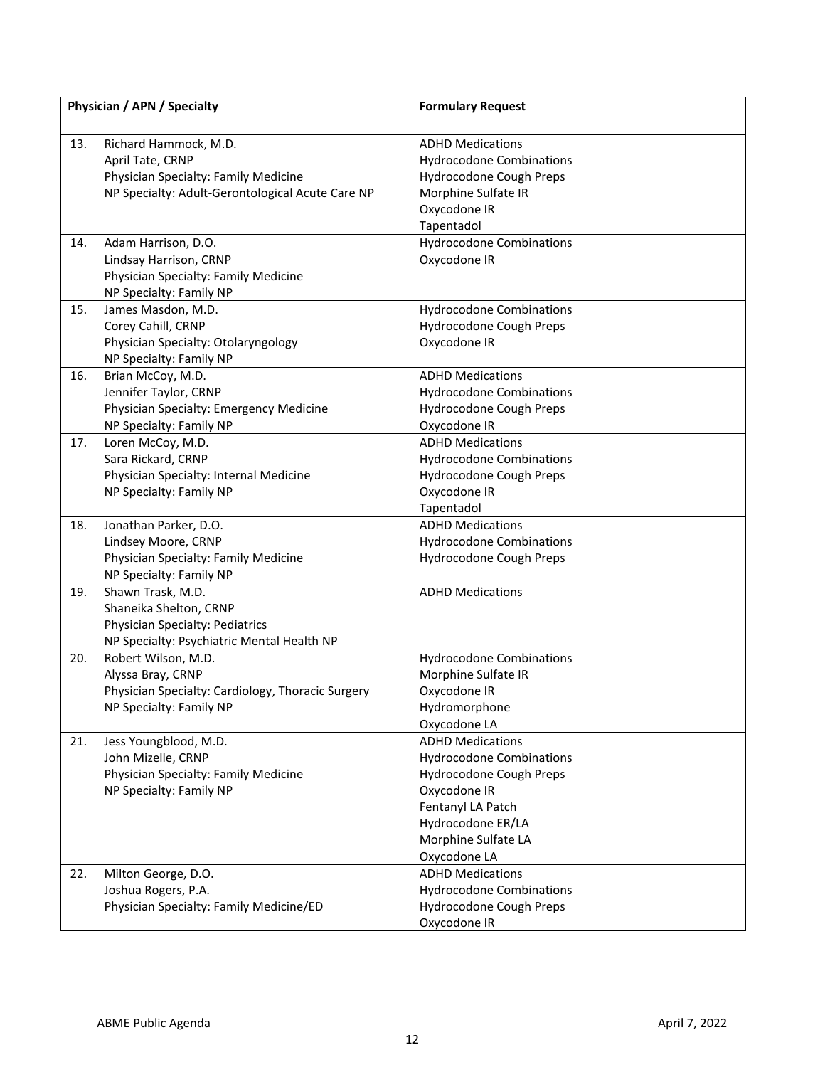| | Physician / APN / Specialty | Formulary Request |
|---|---|---|
| 13. | Richard Hammock, M.D.<br>April Tate, CRNP<br>Physician Specialty: Family Medicine<br>NP Specialty: Adult-Gerontological Acute Care NP | ADHD Medications<br>Hydrocodone Combinations<br>Hydrocodone Cough Preps<br>Morphine Sulfate IR<br>Oxycodone IR<br>Tapentadol |
| 14. | Adam Harrison, D.O.<br>Lindsay Harrison, CRNP<br>Physician Specialty: Family Medicine<br>NP Specialty: Family NP | Hydrocodone Combinations<br>Oxycodone IR |
| 15. | James Masdon, M.D.<br>Corey Cahill, CRNP<br>Physician Specialty: Otolaryngology<br>NP Specialty: Family NP | Hydrocodone Combinations<br>Hydrocodone Cough Preps<br>Oxycodone IR |
| 16. | Brian McCoy, M.D.<br>Jennifer Taylor, CRNP<br>Physician Specialty: Emergency Medicine<br>NP Specialty: Family NP | ADHD Medications<br>Hydrocodone Combinations<br>Hydrocodone Cough Preps<br>Oxycodone IR |
| 17. | Loren McCoy, M.D.<br>Sara Rickard, CRNP<br>Physician Specialty: Internal Medicine<br>NP Specialty: Family NP | ADHD Medications<br>Hydrocodone Combinations<br>Hydrocodone Cough Preps<br>Oxycodone IR<br>Tapentadol |
| 18. | Jonathan Parker, D.O.<br>Lindsey Moore, CRNP<br>Physician Specialty: Family Medicine<br>NP Specialty: Family NP | ADHD Medications<br>Hydrocodone Combinations<br>Hydrocodone Cough Preps |
| 19. | Shawn Trask, M.D.<br>Shaneika Shelton, CRNP<br>Physician Specialty: Pediatrics<br>NP Specialty: Psychiatric Mental Health NP | ADHD Medications |
| 20. | Robert Wilson, M.D.<br>Alyssa Bray, CRNP<br>Physician Specialty: Cardiology, Thoracic Surgery<br>NP Specialty: Family NP | Hydrocodone Combinations<br>Morphine Sulfate IR<br>Oxycodone IR<br>Hydromorphone<br>Oxycodone LA |
| 21. | Jess Youngblood, M.D.<br>John Mizelle, CRNP<br>Physician Specialty: Family Medicine<br>NP Specialty: Family NP | ADHD Medications<br>Hydrocodone Combinations<br>Hydrocodone Cough Preps<br>Oxycodone IR<br>Fentanyl LA Patch<br>Hydrocodone ER/LA<br>Morphine Sulfate LA<br>Oxycodone LA |
| 22. | Milton George, D.O.<br>Joshua Rogers, P.A.<br>Physician Specialty: Family Medicine/ED | ADHD Medications<br>Hydrocodone Combinations<br>Hydrocodone Cough Preps<br>Oxycodone IR |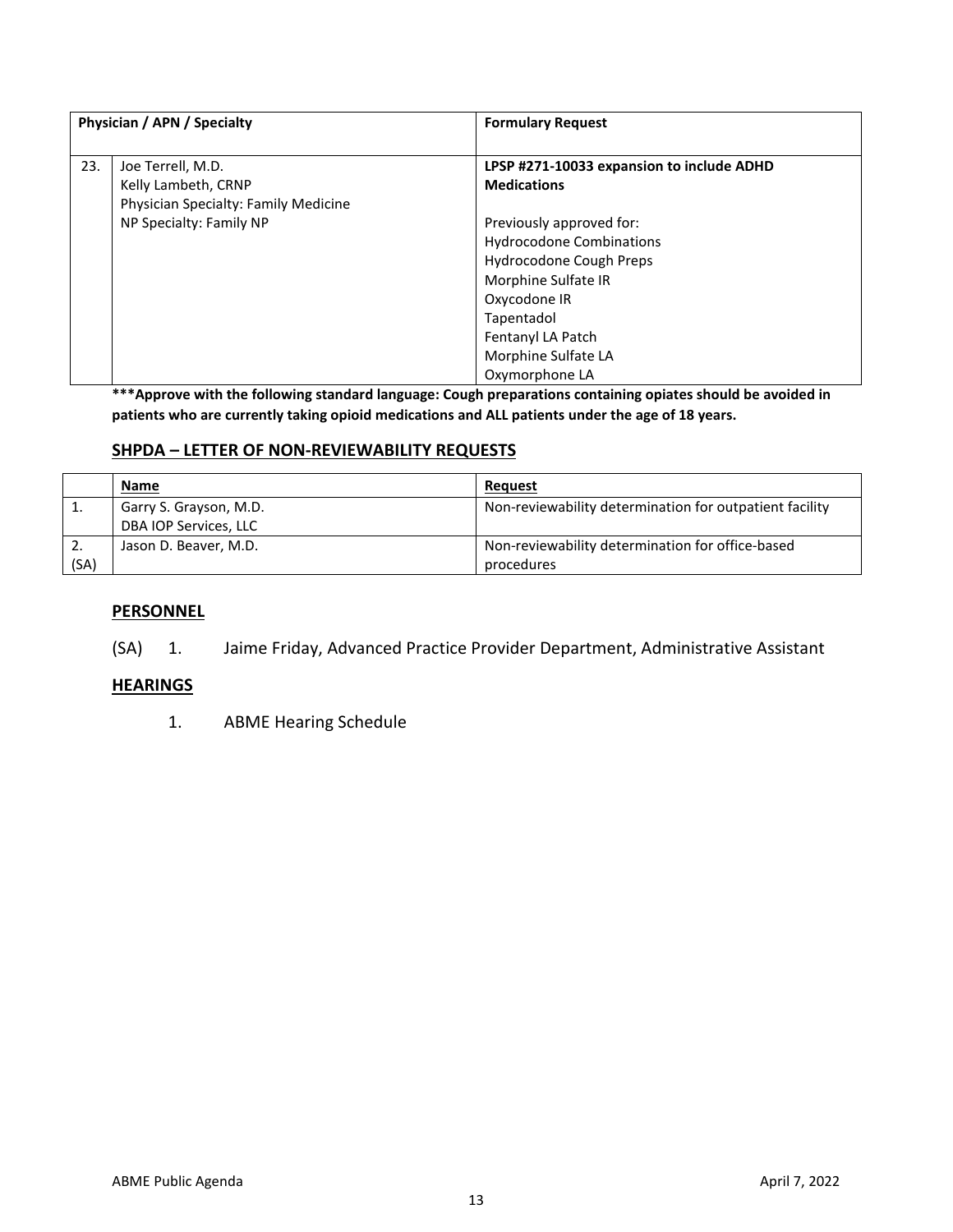| Physician / APN / Specialty | | Formulary Request |
|---|---|---|
| 23. | Joe Terrell, M.D.<br>Kelly Lambeth, CRNP<br>Physician Specialty: Family Medicine<br>NP Specialty: Family NP | **LPSP #271-10033 expansion to include ADHD Medications**<br><br>Previously approved for:<br>Hydrocodone Combinations<br>Hydrocodone Cough Preps<br>Morphine Sulfate IR<br>Oxycodone IR<br>Tapentadol<br>Fentanyl LA Patch<br>Morphine Sulfate LA<br>Oxymorphone LA |

**\*\*\*Approve with the following standard language: Cough preparations containing opiates should be avoided in patients who are currently taking opioid medications and ALL patients under the age of 18 years.**

## SHPDA – LETTER OF NON-REVIEWABILITY REQUESTS

| | Name | Request |
|---|---|---|
| 1. | Garry S. Grayson, M.D.<br>DBA IOP Services, LLC | Non-reviewability determination for outpatient facility |
| 2.<br>(SA) | Jason D. Beaver, M.D. | Non-reviewability determination for office-based procedures |

## PERSONNEL

(SA) 1. Jaime Friday, Advanced Practice Provider Department, Administrative Assistant

## HEARINGS

1. ABME Hearing Schedule